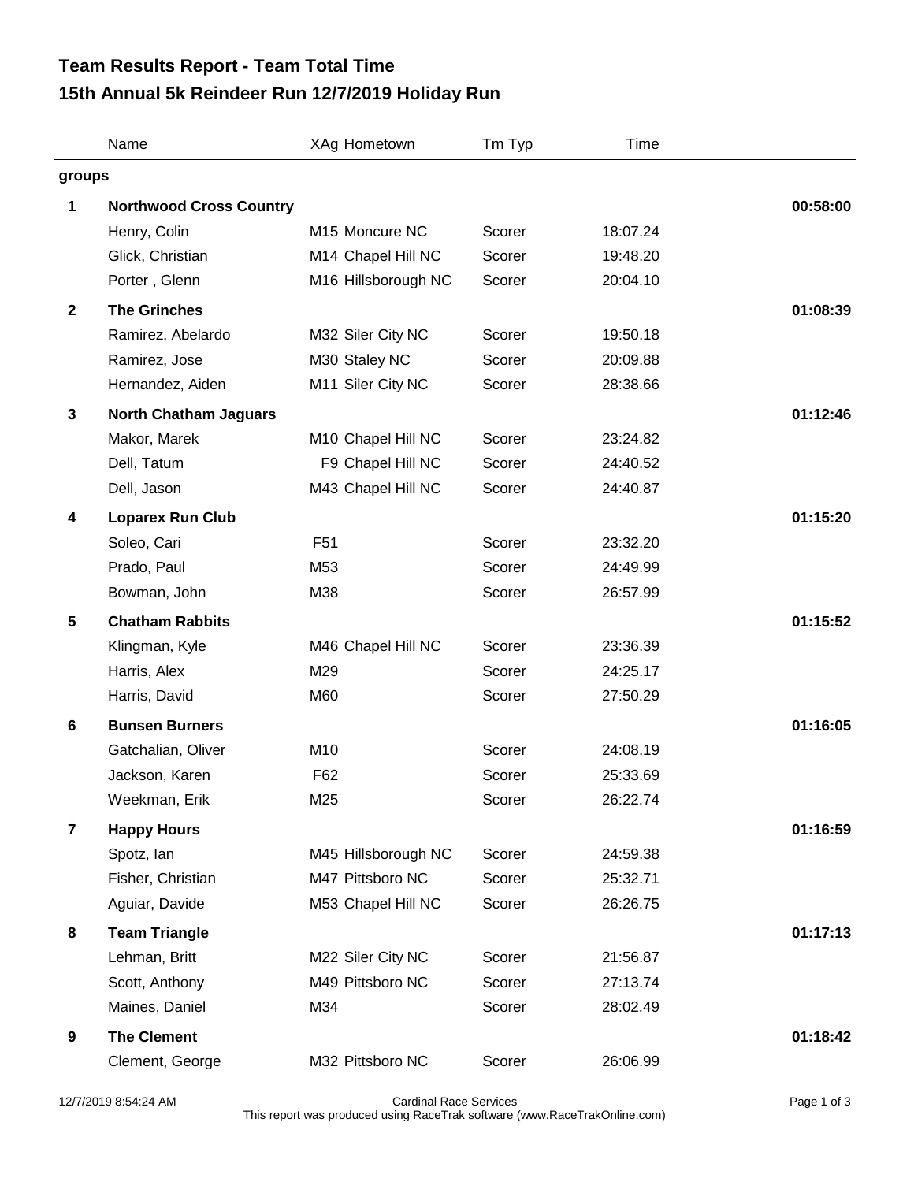# Team Results Report - Team Total Time
# 15th Annual 5k Reindeer Run 12/7/2019 Holiday Run

| | Name | XAg Hometown | Tm Typ | Time | |
|---|---|---|---|---|---|
| **groups** | | | | | |
| **1** | **Northwood Cross Country** | | | | **00:58:00** |
| | Henry, Colin | M15 Moncure NC | Scorer | 18:07.24 | |
| | Glick, Christian | M14 Chapel Hill NC | Scorer | 19:48.20 | |
| | Porter , Glenn | M16 Hillsborough NC | Scorer | 20:04.10 | |
| **2** | **The Grinches** | | | | **01:08:39** |
| | Ramirez, Abelardo | M32 Siler City NC | Scorer | 19:50.18 | |
| | Ramirez, Jose | M30 Staley NC | Scorer | 20:09.88 | |
| | Hernandez, Aiden | M11 Siler City NC | Scorer | 28:38.66 | |
| **3** | **North Chatham Jaguars** | | | | **01:12:46** |
| | Makor, Marek | M10 Chapel Hill NC | Scorer | 23:24.82 | |
| | Dell, Tatum | F9 Chapel Hill NC | Scorer | 24:40.52 | |
| | Dell, Jason | M43 Chapel Hill NC | Scorer | 24:40.87 | |
| **4** | **Loparex Run Club** | | | | **01:15:20** |
| | Soleo, Cari | F51 | Scorer | 23:32.20 | |
| | Prado, Paul | M53 | Scorer | 24:49.99 | |
| | Bowman, John | M38 | Scorer | 26:57.99 | |
| **5** | **Chatham Rabbits** | | | | **01:15:52** |
| | Klingman, Kyle | M46 Chapel Hill NC | Scorer | 23:36.39 | |
| | Harris, Alex | M29 | Scorer | 24:25.17 | |
| | Harris, David | M60 | Scorer | 27:50.29 | |
| **6** | **Bunsen Burners** | | | | **01:16:05** |
| | Gatchalian, Oliver | M10 | Scorer | 24:08.19 | |
| | Jackson, Karen | F62 | Scorer | 25:33.69 | |
| | Weekman, Erik | M25 | Scorer | 26:22.74 | |
| **7** | **Happy Hours** | | | | **01:16:59** |
| | Spotz, Ian | M45 Hillsborough NC | Scorer | 24:59.38 | |
| | Fisher, Christian | M47 Pittsboro NC | Scorer | 25:32.71 | |
| | Aguiar, Davide | M53 Chapel Hill NC | Scorer | 26:26.75 | |
| **8** | **Team Triangle** | | | | **01:17:13** |
| | Lehman, Britt | M22 Siler City NC | Scorer | 21:56.87 | |
| | Scott, Anthony | M49 Pittsboro NC | Scorer | 27:13.74 | |
| | Maines, Daniel | M34 | Scorer | 28:02.49 | |
| **9** | **The Clement** | | | | **01:18:42** |
| | Clement, George | M32 Pittsboro NC | Scorer | 26:06.99 | |

12/7/2019 8:54:24 AM — Cardinal Race Services

This report was produced using RaceTrak software (www.RaceTrakOnline.com)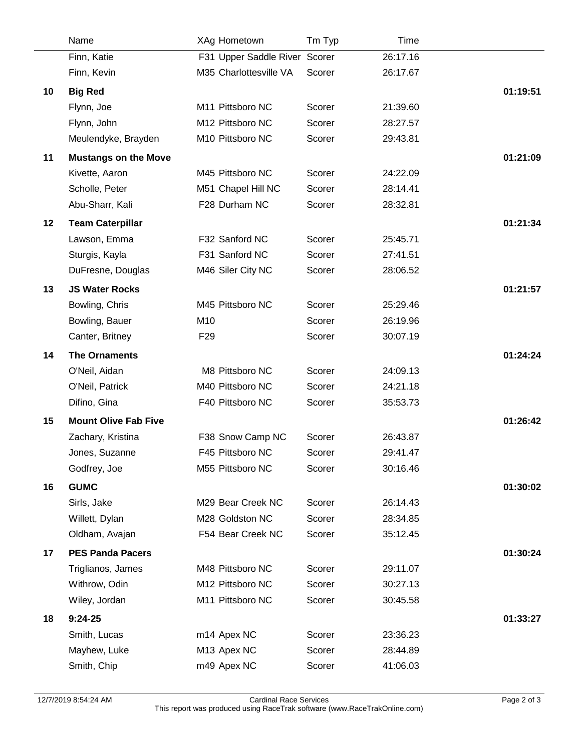| | Name | XAg | Hometown | Tm Typ | Time | |
|---|---|---|---|---|---|---|
| | Finn, Katie | F31 | Upper Saddle River | Scorer | 26:17.16 | |
| | Finn, Kevin | M35 | Charlottesville VA | Scorer | 26:17.67 | |
| **10** | **Big Red** | | | | | **01:19:51** |
| | Flynn, Joe | M11 | Pittsboro NC | Scorer | 21:39.60 | |
| | Flynn, John | M12 | Pittsboro NC | Scorer | 28:27.57 | |
| | Meulendyke, Brayden | M10 | Pittsboro NC | Scorer | 29:43.81 | |
| **11** | **Mustangs on the Move** | | | | | **01:21:09** |
| | Kivette, Aaron | M45 | Pittsboro NC | Scorer | 24:22.09 | |
| | Scholle, Peter | M51 | Chapel Hill NC | Scorer | 28:14.41 | |
| | Abu-Sharr, Kali | F28 | Durham NC | Scorer | 28:32.81 | |
| **12** | **Team Caterpillar** | | | | | **01:21:34** |
| | Lawson, Emma | F32 | Sanford NC | Scorer | 25:45.71 | |
| | Sturgis, Kayla | F31 | Sanford NC | Scorer | 27:41.51 | |
| | DuFresne, Douglas | M46 | Siler City NC | Scorer | 28:06.52 | |
| **13** | **JS Water Rocks** | | | | | **01:21:57** |
| | Bowling, Chris | M45 | Pittsboro NC | Scorer | 25:29.46 | |
| | Bowling, Bauer | M10 | | Scorer | 26:19.96 | |
| | Canter, Britney | F29 | | Scorer | 30:07.19 | |
| **14** | **The Ornaments** | | | | | **01:24:24** |
| | O'Neil, Aidan | M8 | Pittsboro NC | Scorer | 24:09.13 | |
| | O'Neil, Patrick | M40 | Pittsboro NC | Scorer | 24:21.18 | |
| | Difino, Gina | F40 | Pittsboro NC | Scorer | 35:53.73 | |
| **15** | **Mount Olive Fab Five** | | | | | **01:26:42** |
| | Zachary, Kristina | F38 | Snow Camp NC | Scorer | 26:43.87 | |
| | Jones, Suzanne | F45 | Pittsboro NC | Scorer | 29:41.47 | |
| | Godfrey, Joe | M55 | Pittsboro NC | Scorer | 30:16.46 | |
| **16** | **GUMC** | | | | | **01:30:02** |
| | Sirls, Jake | M29 | Bear Creek NC | Scorer | 26:14.43 | |
| | Willett, Dylan | M28 | Goldston NC | Scorer | 28:34.85 | |
| | Oldham, Avajan | F54 | Bear Creek NC | Scorer | 35:12.45 | |
| **17** | **PES Panda Pacers** | | | | | **01:30:24** |
| | Triglianos, James | M48 | Pittsboro NC | Scorer | 29:11.07 | |
| | Withrow, Odin | M12 | Pittsboro NC | Scorer | 30:27.13 | |
| | Wiley, Jordan | M11 | Pittsboro NC | Scorer | 30:45.58 | |
| **18** | **9:24-25** | | | | | **01:33:27** |
| | Smith, Lucas | m14 | Apex NC | Scorer | 23:36.23 | |
| | Mayhew, Luke | M13 | Apex NC | Scorer | 28:44.89 | |
| | Smith, Chip | m49 | Apex NC | Scorer | 41:06.03 | |

12/7/2019 8:54:24 AM — Cardinal Race Services

This report was produced using RaceTrak software (www.RaceTrakOnline.com)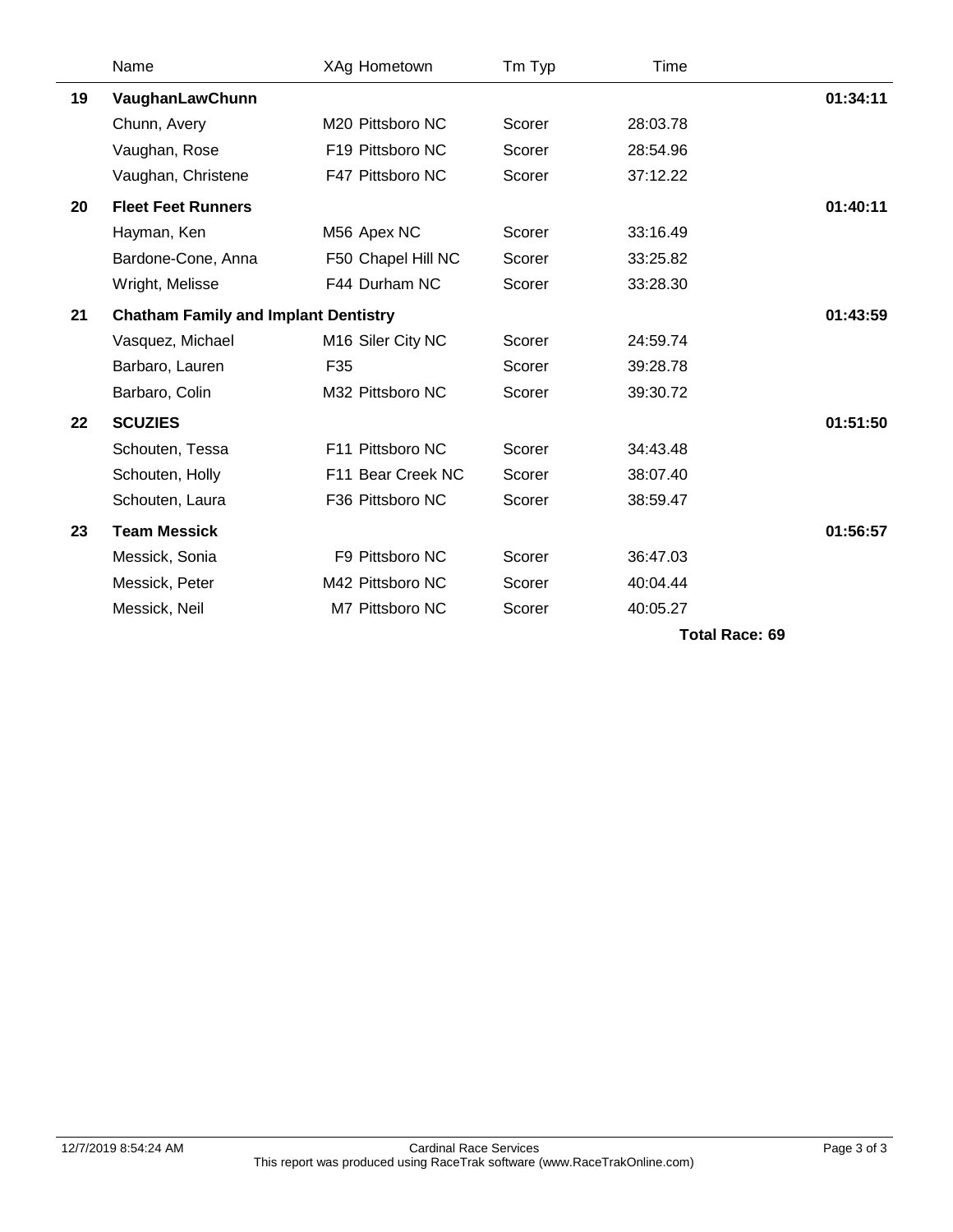| | Name | XAg Hometown | Tm Typ | Time | |
|---|---|---|---|---|---|
| **19** | **VaughanLawChunn** | | | | **01:34:11** |
| | Chunn, Avery | M20 Pittsboro NC | Scorer | 28:03.78 | |
| | Vaughan, Rose | F19 Pittsboro NC | Scorer | 28:54.96 | |
| | Vaughan, Christene | F47 Pittsboro NC | Scorer | 37:12.22 | |
| **20** | **Fleet Feet Runners** | | | | **01:40:11** |
| | Hayman, Ken | M56 Apex NC | Scorer | 33:16.49 | |
| | Bardone-Cone, Anna | F50 Chapel Hill NC | Scorer | 33:25.82 | |
| | Wright, Melisse | F44 Durham NC | Scorer | 33:28.30 | |
| **21** | **Chatham Family and Implant Dentistry** | | | | **01:43:59** |
| | Vasquez, Michael | M16 Siler City NC | Scorer | 24:59.74 | |
| | Barbaro, Lauren | F35 | Scorer | 39:28.78 | |
| | Barbaro, Colin | M32 Pittsboro NC | Scorer | 39:30.72 | |
| **22** | **SCUZIES** | | | | **01:51:50** |
| | Schouten, Tessa | F11 Pittsboro NC | Scorer | 34:43.48 | |
| | Schouten, Holly | F11 Bear Creek NC | Scorer | 38:07.40 | |
| | Schouten, Laura | F36 Pittsboro NC | Scorer | 38:59.47 | |
| **23** | **Team Messick** | | | | **01:56:57** |
| | Messick, Sonia | F9 Pittsboro NC | Scorer | 36:47.03 | |
| | Messick, Peter | M42 Pittsboro NC | Scorer | 40:04.44 | |
| | Messick, Neil | M7 Pittsboro NC | Scorer | 40:05.27 | |

**Total Race: 69**

12/7/2019 8:54:24 AM

Cardinal Race Services
This report was produced using RaceTrak software (www.RaceTrakOnline.com)